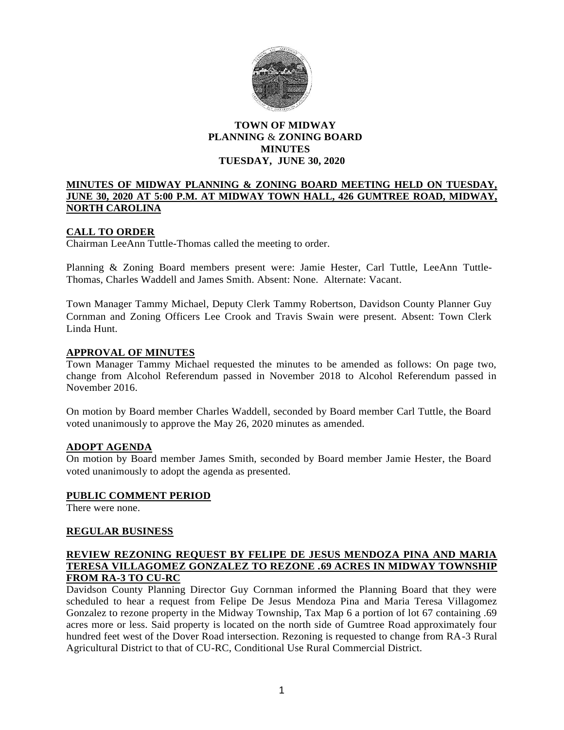# TOWN OF MIDWAY
## PLANNING & ZONING BOARD
## MINUTES
## TUESDAY, JUNE 30, 2020

**MINUTES OF MIDWAY PLANNING & ZONING BOARD MEETING HELD ON TUESDAY, JUNE 30, 2020 AT 5:00 P.M. AT MIDWAY TOWN HALL, 426 GUMTREE ROAD, MIDWAY, NORTH CAROLINA**

**CALL TO ORDER**

Chairman LeeAnn Tuttle-Thomas called the meeting to order.

Planning & Zoning Board members present were: Jamie Hester, Carl Tuttle, LeeAnn Tuttle-Thomas, Charles Waddell and James Smith. Absent: None. Alternate: Vacant.

Town Manager Tammy Michael, Deputy Clerk Tammy Robertson, Davidson County Planner Guy Cornman and Zoning Officers Lee Crook and Travis Swain were present. Absent: Town Clerk Linda Hunt.

**APPROVAL OF MINUTES**

Town Manager Tammy Michael requested the minutes to be amended as follows: On page two, change from Alcohol Referendum passed in November 2018 to Alcohol Referendum passed in November 2016.

On motion by Board member Charles Waddell, seconded by Board member Carl Tuttle, the Board voted unanimously to approve the May 26, 2020 minutes as amended.

**ADOPT AGENDA**

On motion by Board member James Smith, seconded by Board member Jamie Hester, the Board voted unanimously to adopt the agenda as presented.

**PUBLIC COMMENT PERIOD**

There were none.

**REGULAR BUSINESS**

**REVIEW REZONING REQUEST BY FELIPE DE JESUS MENDOZA PINA AND MARIA TERESA VILLAGOMEZ GONZALEZ TO REZONE .69 ACRES IN MIDWAY TOWNSHIP FROM RA-3 TO CU-RC**

Davidson County Planning Director Guy Cornman informed the Planning Board that they were scheduled to hear a request from Felipe De Jesus Mendoza Pina and Maria Teresa Villagomez Gonzalez to rezone property in the Midway Township, Tax Map 6 a portion of lot 67 containing .69 acres more or less. Said property is located on the north side of Gumtree Road approximately four hundred feet west of the Dover Road intersection. Rezoning is requested to change from RA-3 Rural Agricultural District to that of CU-RC, Conditional Use Rural Commercial District.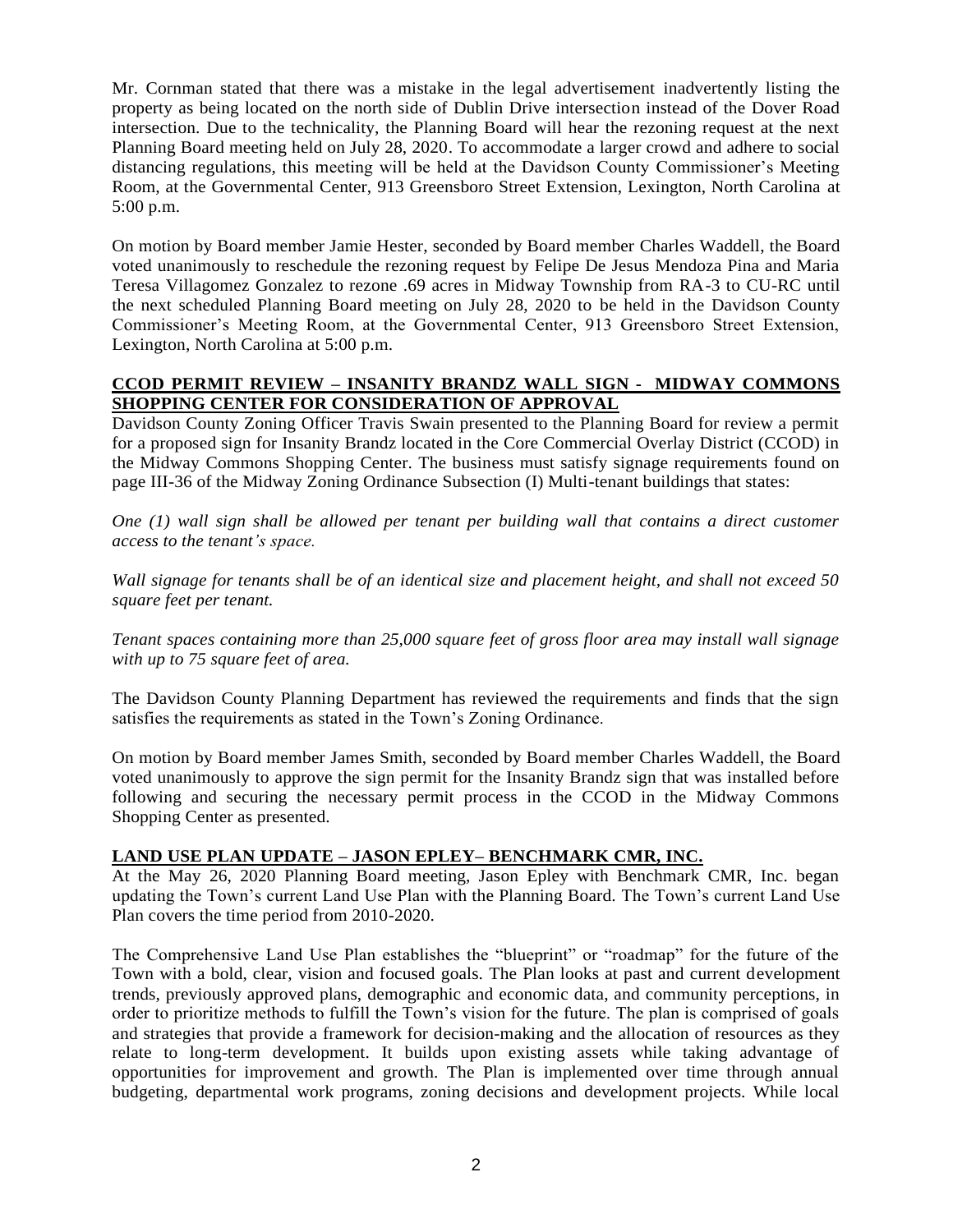Mr. Cornman stated that there was a mistake in the legal advertisement inadvertently listing the property as being located on the north side of Dublin Drive intersection instead of the Dover Road intersection. Due to the technicality, the Planning Board will hear the rezoning request at the next Planning Board meeting held on July 28, 2020. To accommodate a larger crowd and adhere to social distancing regulations, this meeting will be held at the Davidson County Commissioner's Meeting Room, at the Governmental Center, 913 Greensboro Street Extension, Lexington, North Carolina at 5:00 p.m.

On motion by Board member Jamie Hester, seconded by Board member Charles Waddell, the Board voted unanimously to reschedule the rezoning request by Felipe De Jesus Mendoza Pina and Maria Teresa Villagomez Gonzalez to rezone .69 acres in Midway Township from RA-3 to CU-RC until the next scheduled Planning Board meeting on July 28, 2020 to be held in the Davidson County Commissioner's Meeting Room, at the Governmental Center, 913 Greensboro Street Extension, Lexington, North Carolina at 5:00 p.m.

**CCOD PERMIT REVIEW – INSANITY BRANDZ WALL SIGN - MIDWAY COMMONS SHOPPING CENTER FOR CONSIDERATION OF APPROVAL**

Davidson County Zoning Officer Travis Swain presented to the Planning Board for review a permit for a proposed sign for Insanity Brandz located in the Core Commercial Overlay District (CCOD) in the Midway Commons Shopping Center. The business must satisfy signage requirements found on page III-36 of the Midway Zoning Ordinance Subsection (I) Multi-tenant buildings that states:

*One (1) wall sign shall be allowed per tenant per building wall that contains a direct customer access to the tenant's space.*

*Wall signage for tenants shall be of an identical size and placement height, and shall not exceed 50 square feet per tenant.*

*Tenant spaces containing more than 25,000 square feet of gross floor area may install wall signage with up to 75 square feet of area.*

The Davidson County Planning Department has reviewed the requirements and finds that the sign satisfies the requirements as stated in the Town's Zoning Ordinance.

On motion by Board member James Smith, seconded by Board member Charles Waddell, the Board voted unanimously to approve the sign permit for the Insanity Brandz sign that was installed before following and securing the necessary permit process in the CCOD in the Midway Commons Shopping Center as presented.

**LAND USE PLAN UPDATE – JASON EPLEY– BENCHMARK CMR, INC.**

At the May 26, 2020 Planning Board meeting, Jason Epley with Benchmark CMR, Inc. began updating the Town's current Land Use Plan with the Planning Board. The Town's current Land Use Plan covers the time period from 2010-2020.

The Comprehensive Land Use Plan establishes the "blueprint" or "roadmap" for the future of the Town with a bold, clear, vision and focused goals. The Plan looks at past and current development trends, previously approved plans, demographic and economic data, and community perceptions, in order to prioritize methods to fulfill the Town's vision for the future. The plan is comprised of goals and strategies that provide a framework for decision-making and the allocation of resources as they relate to long-term development. It builds upon existing assets while taking advantage of opportunities for improvement and growth. The Plan is implemented over time through annual budgeting, departmental work programs, zoning decisions and development projects. While local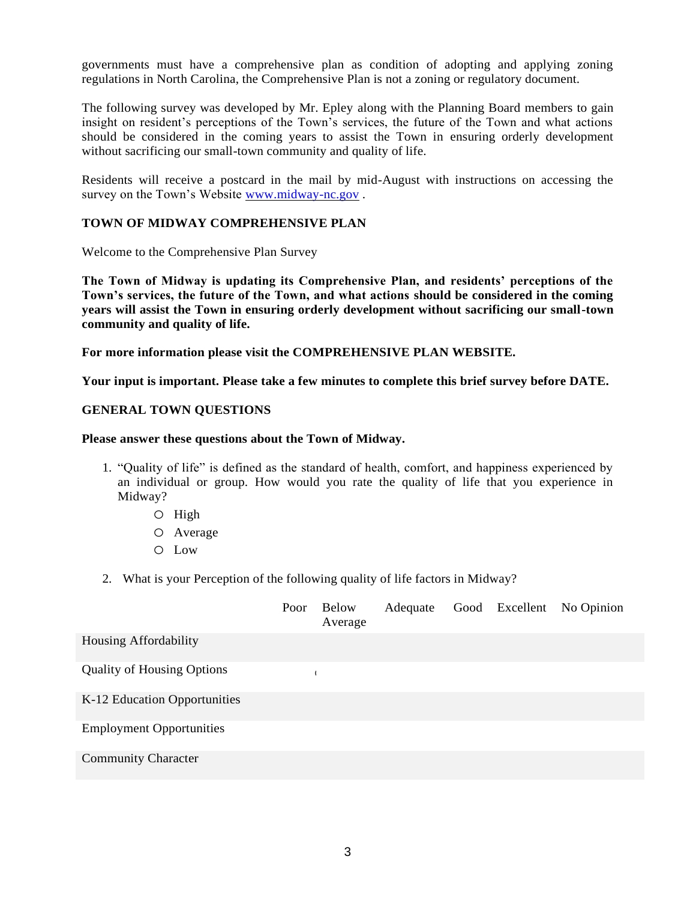governments must have a comprehensive plan as condition of adopting and applying zoning regulations in North Carolina, the Comprehensive Plan is not a zoning or regulatory document.

The following survey was developed by Mr. Epley along with the Planning Board members to gain insight on resident's perceptions of the Town's services, the future of the Town and what actions should be considered in the coming years to assist the Town in ensuring orderly development without sacrificing our small-town community and quality of life.

Residents will receive a postcard in the mail by mid-August with instructions on accessing the survey on the Town's Website [www.midway-nc.gov](http://www.midway-nc.gov) .

**TOWN OF MIDWAY COMPREHENSIVE PLAN**

Welcome to the Comprehensive Plan Survey

**The Town of Midway is updating its Comprehensive Plan, and residents' perceptions of the Town's services, the future of the Town, and what actions should be considered in the coming years will assist the Town in ensuring orderly development without sacrificing our small-town community and quality of life.**

**For more information please visit the COMPREHENSIVE PLAN WEBSITE.**

**Your input is important. Please take a few minutes to complete this brief survey before DATE.**

**GENERAL TOWN QUESTIONS**

**Please answer these questions about the Town of Midway.**

1. "Quality of life" is defined as the standard of health, comfort, and happiness experienced by an individual or group. How would you rate the quality of life that you experience in Midway?
   - ○ High
   - ○ Average
   - ○ Low

2. What is your Perception of the following quality of life factors in Midway?

| | Poor | Below Average | Adequate | Good | Excellent | No Opinion |
|---|---|---|---|---|---|---|
| Housing Affordability | | | | | | |
| Quality of Housing Options | | | | | | |
| K-12 Education Opportunities | | | | | | |
| Employment Opportunities | | | | | | |
| Community Character | | | | | | |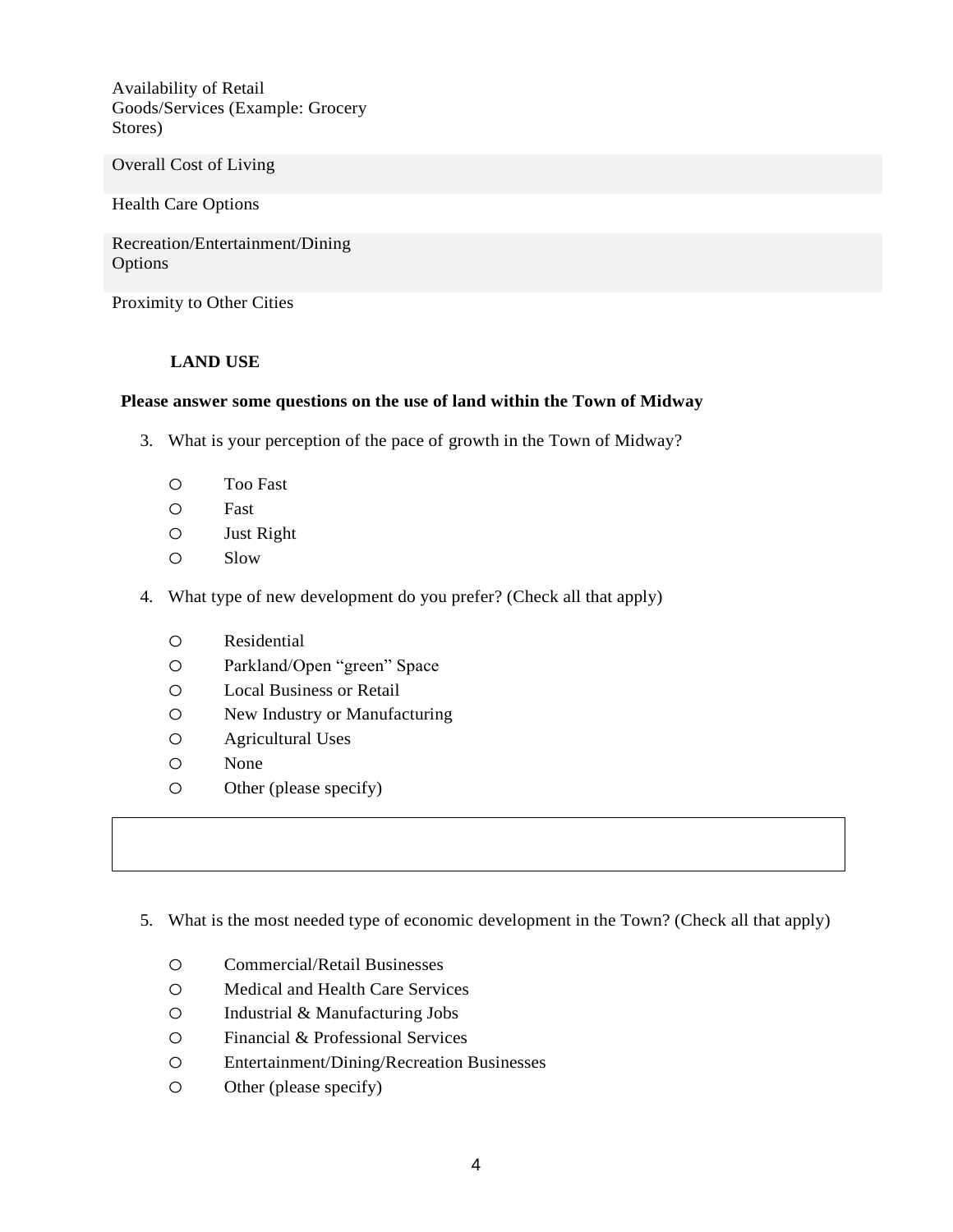| |
|---|
| Availability of Retail Goods/Services (Example: Grocery Stores) |
| Overall Cost of Living |
| Health Care Options |
| Recreation/Entertainment/Dining Options |
| Proximity to Other Cities |

### LAND USE

**Please answer some questions on the use of land within the Town of Midway**

3. What is your perception of the pace of growth in the Town of Midway?

   - ○ Too Fast
   - ○ Fast
   - ○ Just Right
   - ○ Slow

4. What type of new development do you prefer? (Check all that apply)

   - ○ Residential
   - ○ Parkland/Open "green" Space
   - ○ Local Business or Retail
   - ○ New Industry or Manufacturing
   - ○ Agricultural Uses
   - ○ None
   - ○ Other (please specify)

|  |
|---|
|  |

5. What is the most needed type of economic development in the Town? (Check all that apply)

   - ○ Commercial/Retail Businesses
   - ○ Medical and Health Care Services
   - ○ Industrial & Manufacturing Jobs
   - ○ Financial & Professional Services
   - ○ Entertainment/Dining/Recreation Businesses
   - ○ Other (please specify)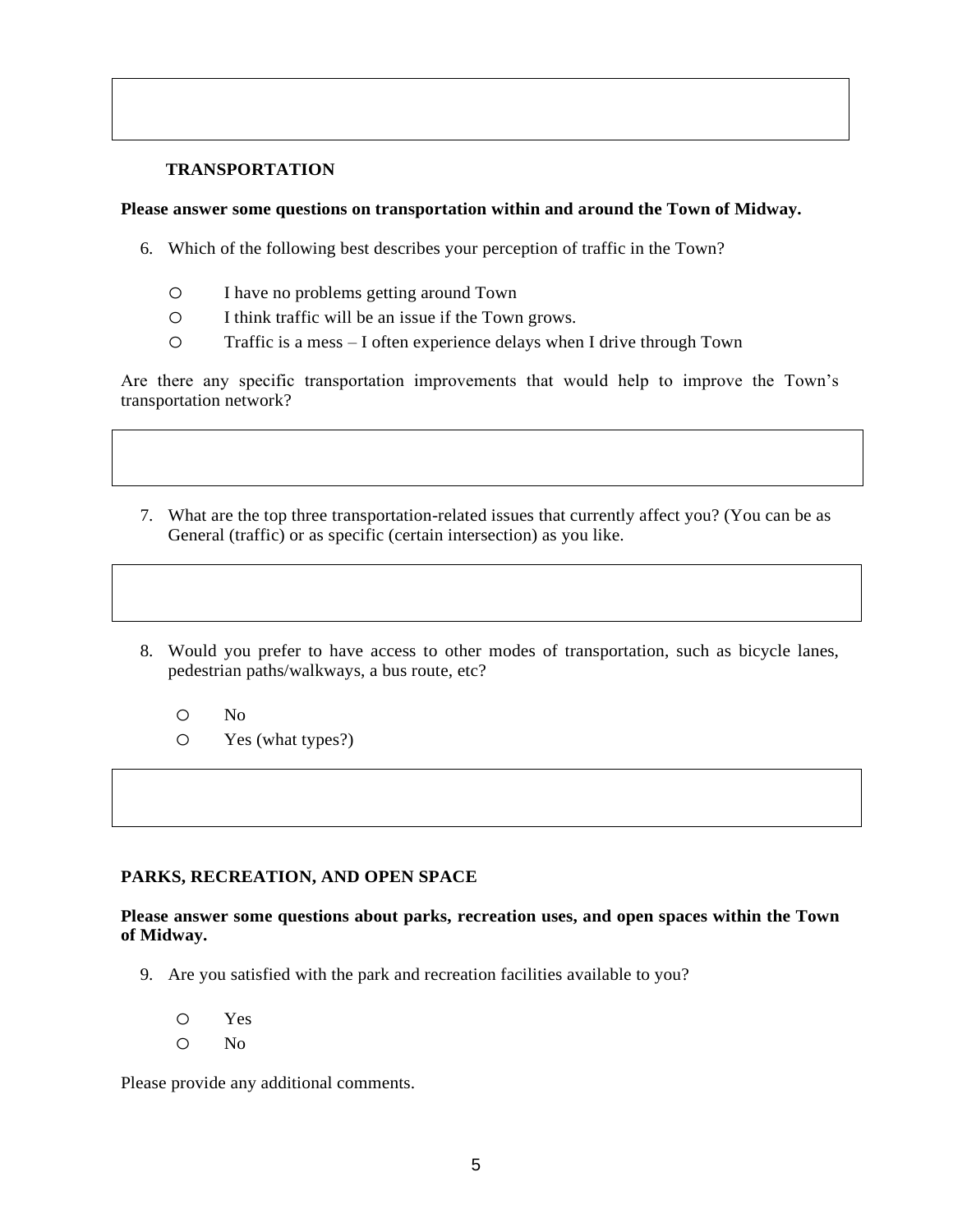## TRANSPORTATION

**Please answer some questions on transportation within and around the Town of Midway.**

6. Which of the following best describes your perception of traffic in the Town?

   - ○ I have no problems getting around Town
   - ○ I think traffic will be an issue if the Town grows.
   - ○ Traffic is a mess – I often experience delays when I drive through Town

Are there any specific transportation improvements that would help to improve the Town's transportation network?

7. What are the top three transportation-related issues that currently affect you? (You can be as General (traffic) or as specific (certain intersection) as you like.

8. Would you prefer to have access to other modes of transportation, such as bicycle lanes, pedestrian paths/walkways, a bus route, etc?

   - ○ No
   - ○ Yes (what types?)

## PARKS, RECREATION, AND OPEN SPACE

**Please answer some questions about parks, recreation uses, and open spaces within the Town of Midway.**

9. Are you satisfied with the park and recreation facilities available to you?

   - ○ Yes
   - ○ No

Please provide any additional comments.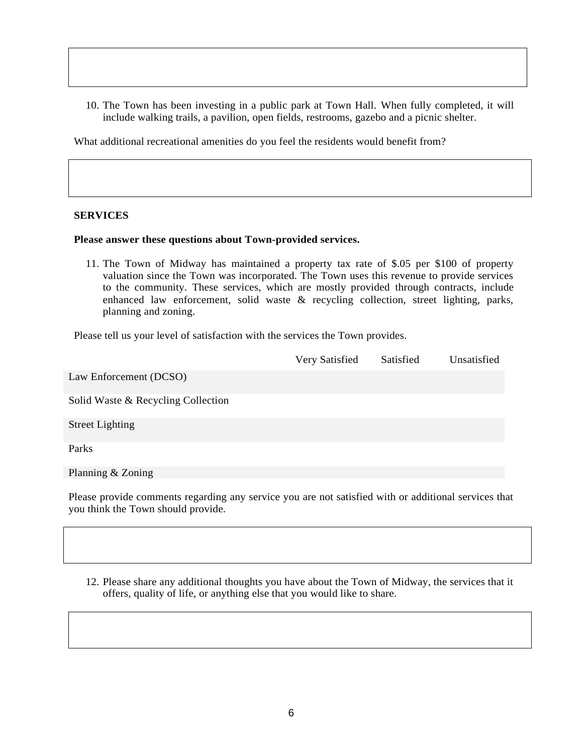10. The Town has been investing in a public park at Town Hall. When fully completed, it will include walking trails, a pavilion, open fields, restrooms, gazebo and a picnic shelter.

What additional recreational amenities do you feel the residents would benefit from?

**SERVICES**

**Please answer these questions about Town-provided services.**

11. The Town of Midway has maintained a property tax rate of $.05 per $100 of property valuation since the Town was incorporated. The Town uses this revenue to provide services to the community. These services, which are mostly provided through contracts, include enhanced law enforcement, solid waste & recycling collection, street lighting, parks, planning and zoning.

Please tell us your level of satisfaction with the services the Town provides.

| | Very Satisfied | Satisfied | Unsatisfied |
|---|---|---|---|
| Law Enforcement (DCSO) | | | |
| Solid Waste & Recycling Collection | | | |
| Street Lighting | | | |
| Parks | | | |
| Planning & Zoning | | | |

Please provide comments regarding any service you are not satisfied with or additional services that you think the Town should provide.

12. Please share any additional thoughts you have about the Town of Midway, the services that it offers, quality of life, or anything else that you would like to share.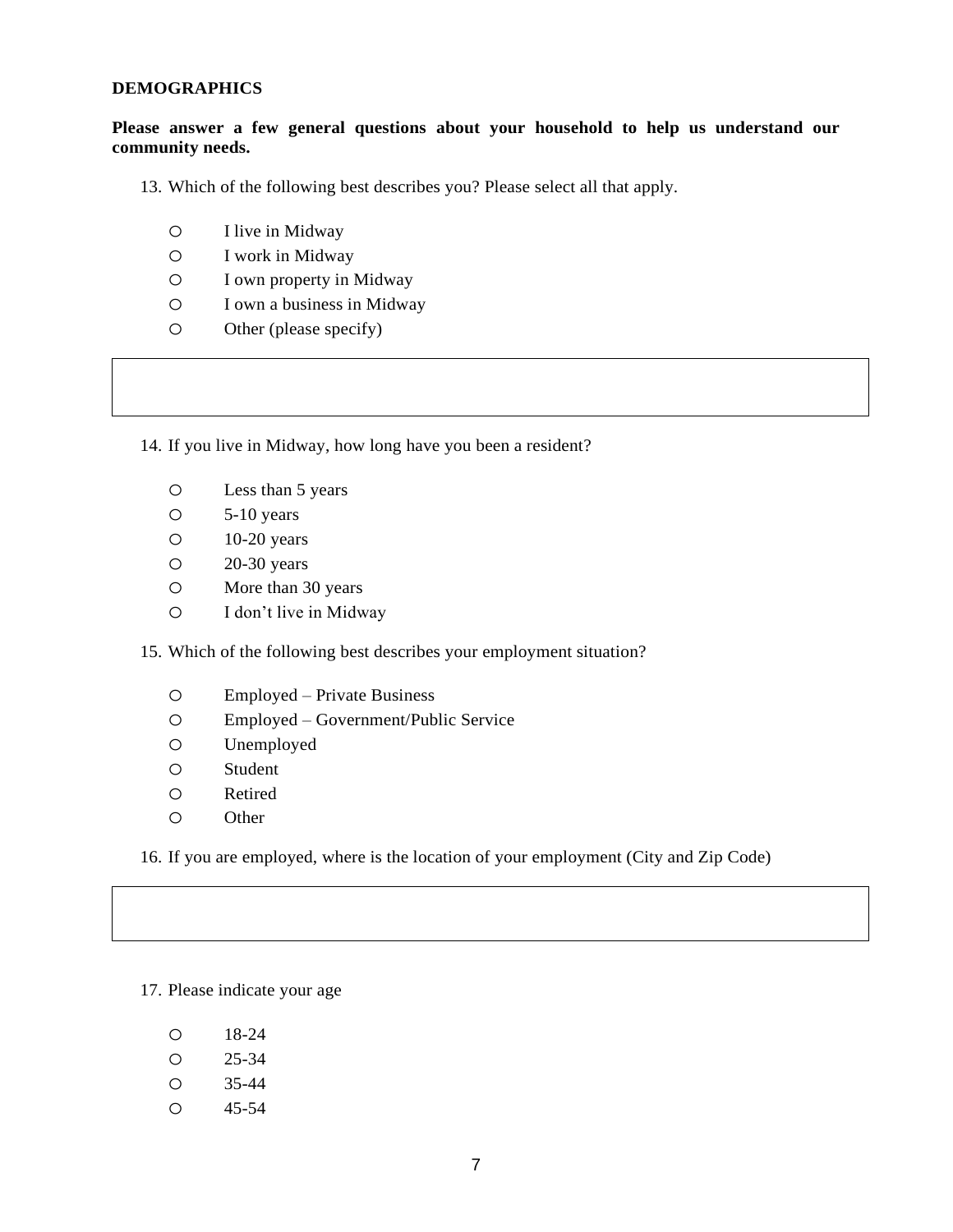**DEMOGRAPHICS**

**Please answer a few general questions about your household to help us understand our community needs.**

13. Which of the following best describes you? Please select all that apply.

- ○ I live in Midway
- ○ I work in Midway
- ○ I own property in Midway
- ○ I own a business in Midway
- ○ Other (please specify)

| |
|---|
| |

14. If you live in Midway, how long have you been a resident?

- ○ Less than 5 years
- ○ 5-10 years
- ○ 10-20 years
- ○ 20-30 years
- ○ More than 30 years
- ○ I don't live in Midway

15. Which of the following best describes your employment situation?

- ○ Employed – Private Business
- ○ Employed – Government/Public Service
- ○ Unemployed
- ○ Student
- ○ Retired
- ○ Other

16. If you are employed, where is the location of your employment (City and Zip Code)

| |
|---|
| |

17. Please indicate your age

- ○ 18-24
- ○ 25-34
- ○ 35-44
- ○ 45-54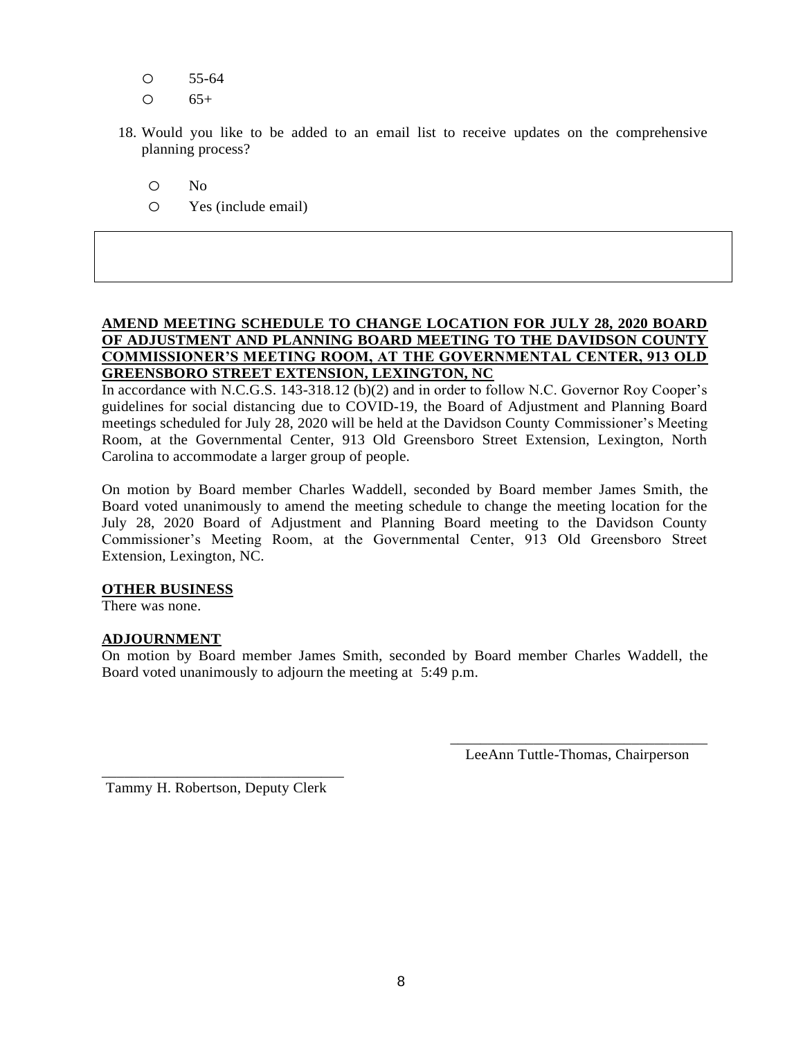- 55-64
- 65+

18. Would you like to be added to an email list to receive updates on the comprehensive planning process?

- No
- Yes (include email)

**AMEND MEETING SCHEDULE TO CHANGE LOCATION FOR JULY 28, 2020 BOARD OF ADJUSTMENT AND PLANNING BOARD MEETING TO THE DAVIDSON COUNTY COMMISSIONER'S MEETING ROOM, AT THE GOVERNMENTAL CENTER, 913 OLD GREENSBORO STREET EXTENSION, LEXINGTON, NC**

In accordance with N.C.G.S. 143-318.12 (b)(2) and in order to follow N.C. Governor Roy Cooper's guidelines for social distancing due to COVID-19, the Board of Adjustment and Planning Board meetings scheduled for July 28, 2020 will be held at the Davidson County Commissioner's Meeting Room, at the Governmental Center, 913 Old Greensboro Street Extension, Lexington, North Carolina to accommodate a larger group of people.

On motion by Board member Charles Waddell, seconded by Board member James Smith, the Board voted unanimously to amend the meeting schedule to change the meeting location for the July 28, 2020 Board of Adjustment and Planning Board meeting to the Davidson County Commissioner's Meeting Room, at the Governmental Center, 913 Old Greensboro Street Extension, Lexington, NC.

**OTHER BUSINESS**

There was none.

**ADJOURNMENT**

On motion by Board member James Smith, seconded by Board member Charles Waddell, the Board voted unanimously to adjourn the meeting at 5:49 p.m.

\_\_\_\_\_\_\_\_\_\_\_\_\_\_\_\_\_\_\_\_\_\_\_\_\_\_\_\_\_\_\_\_\_\_\_

LeeAnn Tuttle-Thomas, Chairperson

\_\_\_\_\_\_\_\_\_\_\_\_\_\_\_\_\_\_\_\_\_\_\_\_\_\_\_\_\_\_\_\_\_\_\_

Tammy H. Robertson, Deputy Clerk